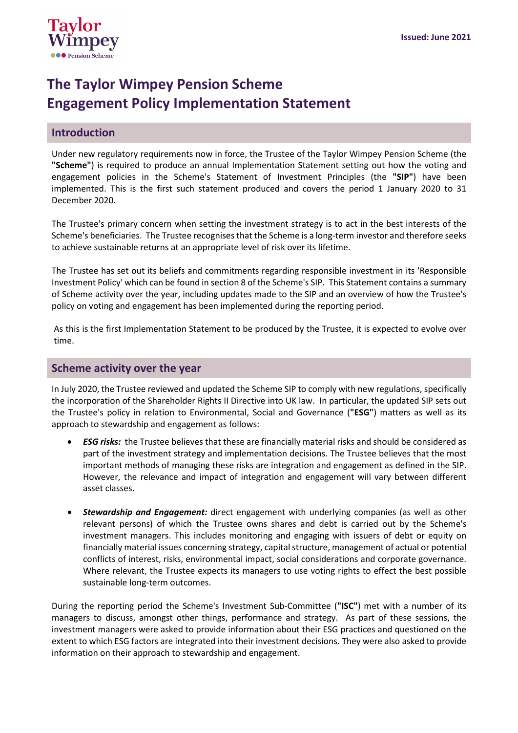Issued: June 2021

# The Taylor Wimpey Pension Scheme
# Engagement Policy Implementation Statement

## Introduction

Under new regulatory requirements now in force, the Trustee of the Taylor Wimpey Pension Scheme (the **"Scheme"**) is required to produce an annual Implementation Statement setting out how the voting and engagement policies in the Scheme's Statement of Investment Principles (the **"SIP"**) have been implemented. This is the first such statement produced and covers the period 1 January 2020 to 31 December 2020.

The Trustee's primary concern when setting the investment strategy is to act in the best interests of the Scheme's beneficiaries. The Trustee recognises that the Scheme is a long-term investor and therefore seeks to achieve sustainable returns at an appropriate level of risk over its lifetime.

The Trustee has set out its beliefs and commitments regarding responsible investment in its 'Responsible Investment Policy' which can be found in section 8 of the Scheme's SIP. This Statement contains a summary of Scheme activity over the year, including updates made to the SIP and an overview of how the Trustee's policy on voting and engagement has been implemented during the reporting period.

As this is the first Implementation Statement to be produced by the Trustee, it is expected to evolve over time.

## Scheme activity over the year

In July 2020, the Trustee reviewed and updated the Scheme SIP to comply with new regulations, specifically the incorporation of the Shareholder Rights II Directive into UK law. In particular, the updated SIP sets out the Trustee's policy in relation to Environmental, Social and Governance (**"ESG"**) matters as well as its approach to stewardship and engagement as follows:

- ***ESG risks:*** the Trustee believes that these are financially material risks and should be considered as part of the investment strategy and implementation decisions. The Trustee believes that the most important methods of managing these risks are integration and engagement as defined in the SIP. However, the relevance and impact of integration and engagement will vary between different asset classes.

- ***Stewardship and Engagement:*** direct engagement with underlying companies (as well as other relevant persons) of which the Trustee owns shares and debt is carried out by the Scheme's investment managers. This includes monitoring and engaging with issuers of debt or equity on financially material issues concerning strategy, capital structure, management of actual or potential conflicts of interest, risks, environmental impact, social considerations and corporate governance. Where relevant, the Trustee expects its managers to use voting rights to effect the best possible sustainable long-term outcomes.

During the reporting period the Scheme's Investment Sub-Committee (**"ISC"**) met with a number of its managers to discuss, amongst other things, performance and strategy. As part of these sessions, the investment managers were asked to provide information about their ESG practices and questioned on the extent to which ESG factors are integrated into their investment decisions. They were also asked to provide information on their approach to stewardship and engagement.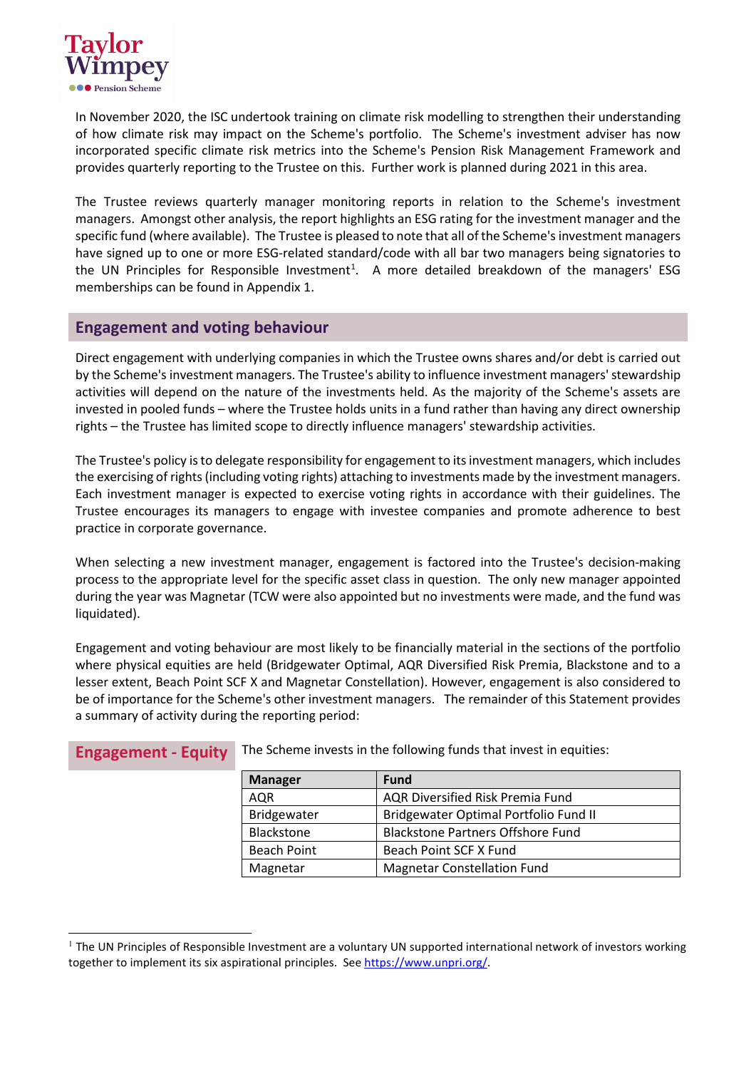In November 2020, the ISC undertook training on climate risk modelling to strengthen their understanding of how climate risk may impact on the Scheme's portfolio. The Scheme's investment adviser has now incorporated specific climate risk metrics into the Scheme's Pension Risk Management Framework and provides quarterly reporting to the Trustee on this. Further work is planned during 2021 in this area.

The Trustee reviews quarterly manager monitoring reports in relation to the Scheme's investment managers. Amongst other analysis, the report highlights an ESG rating for the investment manager and the specific fund (where available). The Trustee is pleased to note that all of the Scheme's investment managers have signed up to one or more ESG-related standard/code with all bar two managers being signatories to the UN Principles for Responsible Investment[1]. A more detailed breakdown of the managers' ESG memberships can be found in Appendix 1.

## Engagement and voting behaviour

Direct engagement with underlying companies in which the Trustee owns shares and/or debt is carried out by the Scheme's investment managers. The Trustee's ability to influence investment managers' stewardship activities will depend on the nature of the investments held. As the majority of the Scheme's assets are invested in pooled funds – where the Trustee holds units in a fund rather than having any direct ownership rights – the Trustee has limited scope to directly influence managers' stewardship activities.

The Trustee's policy is to delegate responsibility for engagement to its investment managers, which includes the exercising of rights (including voting rights) attaching to investments made by the investment managers. Each investment manager is expected to exercise voting rights in accordance with their guidelines. The Trustee encourages its managers to engage with investee companies and promote adherence to best practice in corporate governance.

When selecting a new investment manager, engagement is factored into the Trustee's decision-making process to the appropriate level for the specific asset class in question. The only new manager appointed during the year was Magnetar (TCW were also appointed but no investments were made, and the fund was liquidated).

Engagement and voting behaviour are most likely to be financially material in the sections of the portfolio where physical equities are held (Bridgewater Optimal, AQR Diversified Risk Premia, Blackstone and to a lesser extent, Beach Point SCF X and Magnetar Constellation). However, engagement is also considered to be of importance for the Scheme's other investment managers. The remainder of this Statement provides a summary of activity during the reporting period:

## Engagement - Equity

The Scheme invests in the following funds that invest in equities:

| Manager | Fund |
|---|---|
| AQR | AQR Diversified Risk Premia Fund |
| Bridgewater | Bridgewater Optimal Portfolio Fund II |
| Blackstone | Blackstone Partners Offshore Fund |
| Beach Point | Beach Point SCF X Fund |
| Magnetar | Magnetar Constellation Fund |

[1] The UN Principles of Responsible Investment are a voluntary UN supported international network of investors working together to implement its six aspirational principles. See https://www.unpri.org/.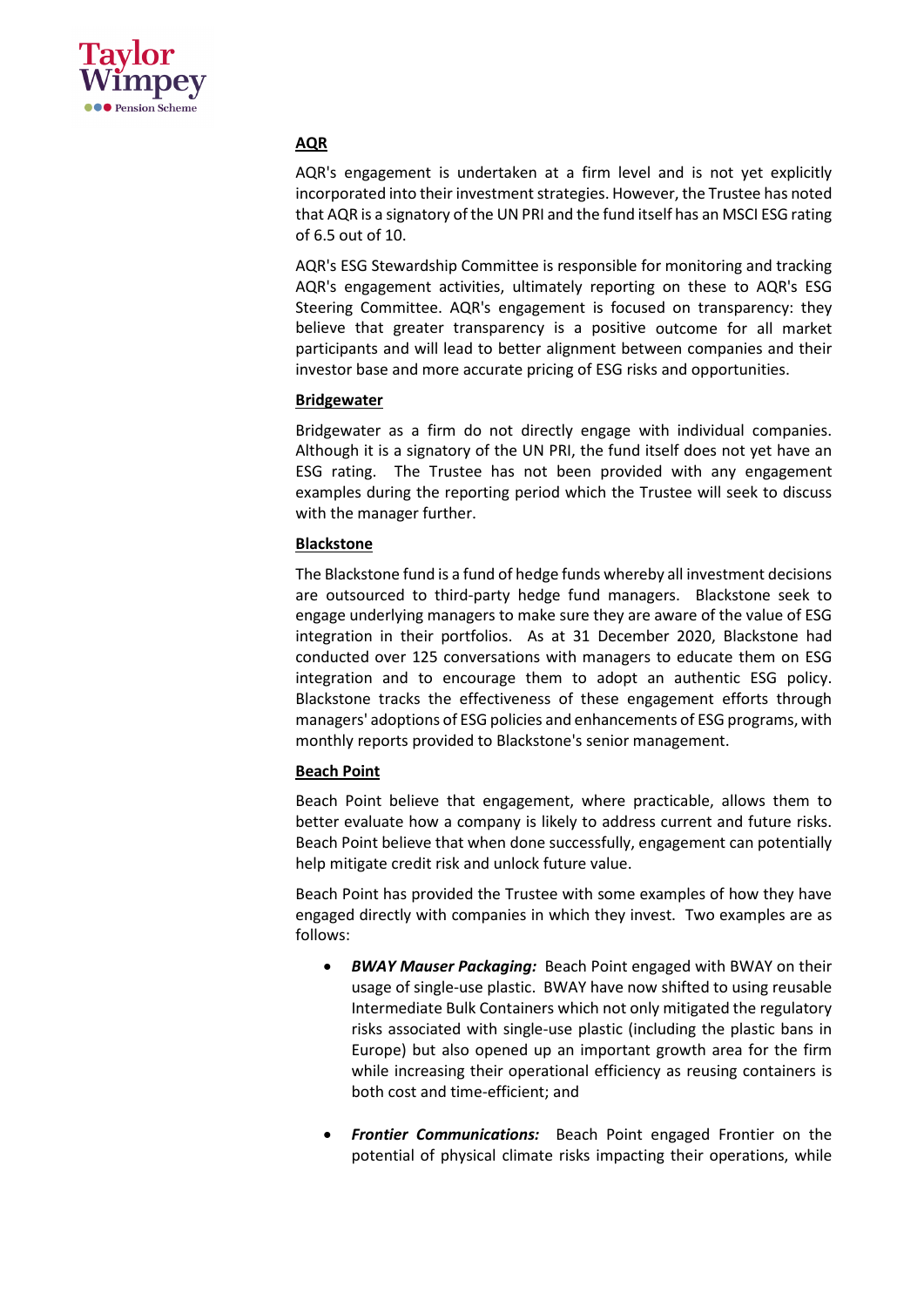**AQR**

AQR's engagement is undertaken at a firm level and is not yet explicitly incorporated into their investment strategies. However, the Trustee has noted that AQR is a signatory of the UN PRI and the fund itself has an MSCI ESG rating of 6.5 out of 10.

AQR's ESG Stewardship Committee is responsible for monitoring and tracking AQR's engagement activities, ultimately reporting on these to AQR's ESG Steering Committee. AQR's engagement is focused on transparency: they believe that greater transparency is a positive outcome for all market participants and will lead to better alignment between companies and their investor base and more accurate pricing of ESG risks and opportunities.

**Bridgewater**

Bridgewater as a firm do not directly engage with individual companies. Although it is a signatory of the UN PRI, the fund itself does not yet have an ESG rating. The Trustee has not been provided with any engagement examples during the reporting period which the Trustee will seek to discuss with the manager further.

**Blackstone**

The Blackstone fund is a fund of hedge funds whereby all investment decisions are outsourced to third-party hedge fund managers. Blackstone seek to engage underlying managers to make sure they are aware of the value of ESG integration in their portfolios. As at 31 December 2020, Blackstone had conducted over 125 conversations with managers to educate them on ESG integration and to encourage them to adopt an authentic ESG policy. Blackstone tracks the effectiveness of these engagement efforts through managers' adoptions of ESG policies and enhancements of ESG programs, with monthly reports provided to Blackstone's senior management.

**Beach Point**

Beach Point believe that engagement, where practicable, allows them to better evaluate how a company is likely to address current and future risks. Beach Point believe that when done successfully, engagement can potentially help mitigate credit risk and unlock future value.

Beach Point has provided the Trustee with some examples of how they have engaged directly with companies in which they invest. Two examples are as follows:

- ***BWAY Mauser Packaging:*** Beach Point engaged with BWAY on their usage of single-use plastic. BWAY have now shifted to using reusable Intermediate Bulk Containers which not only mitigated the regulatory risks associated with single-use plastic (including the plastic bans in Europe) but also opened up an important growth area for the firm while increasing their operational efficiency as reusing containers is both cost and time-efficient; and

- ***Frontier Communications:*** Beach Point engaged Frontier on the potential of physical climate risks impacting their operations, while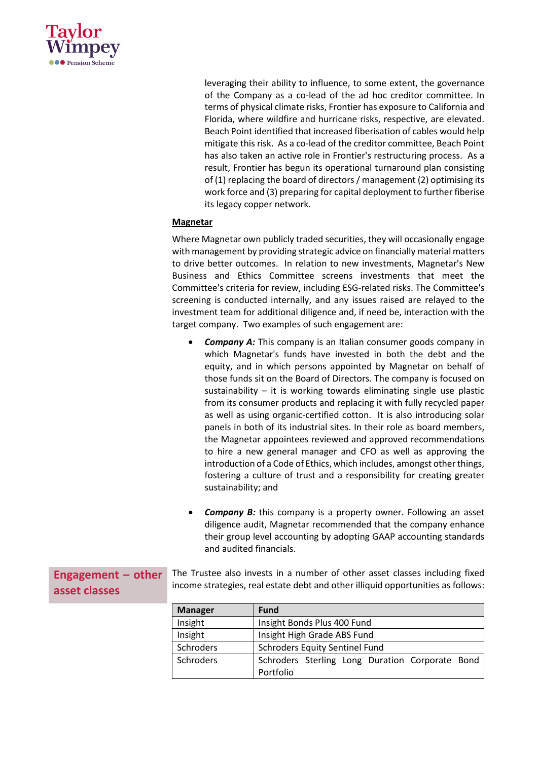leveraging their ability to influence, to some extent, the governance of the Company as a co-lead of the ad hoc creditor committee. In terms of physical climate risks, Frontier has exposure to California and Florida, where wildfire and hurricane risks, respective, are elevated. Beach Point identified that increased fiberisation of cables would help mitigate this risk. As a co-lead of the creditor committee, Beach Point has also taken an active role in Frontier's restructuring process. As a result, Frontier has begun its operational turnaround plan consisting of (1) replacing the board of directors / management (2) optimising its work force and (3) preparing for capital deployment to further fiberise its legacy copper network.

**Magnetar**

Where Magnetar own publicly traded securities, they will occasionally engage with management by providing strategic advice on financially material matters to drive better outcomes. In relation to new investments, Magnetar's New Business and Ethics Committee screens investments that meet the Committee's criteria for review, including ESG-related risks. The Committee's screening is conducted internally, and any issues raised are relayed to the investment team for additional diligence and, if need be, interaction with the target company. Two examples of such engagement are:

- ***Company A:*** This company is an Italian consumer goods company in which Magnetar's funds have invested in both the debt and the equity, and in which persons appointed by Magnetar on behalf of those funds sit on the Board of Directors. The company is focused on sustainability – it is working towards eliminating single use plastic from its consumer products and replacing it with fully recycled paper as well as using organic-certified cotton. It is also introducing solar panels in both of its industrial sites. In their role as board members, the Magnetar appointees reviewed and approved recommendations to hire a new general manager and CFO as well as approving the introduction of a Code of Ethics, which includes, amongst other things, fostering a culture of trust and a responsibility for creating greater sustainability; and

- ***Company B:*** this company is a property owner. Following an asset diligence audit, Magnetar recommended that the company enhance their group level accounting by adopting GAAP accounting standards and audited financials.

## Engagement – other asset classes

The Trustee also invests in a number of other asset classes including fixed income strategies, real estate debt and other illiquid opportunities as follows:

| Manager | Fund |
|---|---|
| Insight | Insight Bonds Plus 400 Fund |
| Insight | Insight High Grade ABS Fund |
| Schroders | Schroders Equity Sentinel Fund |
| Schroders | Schroders Sterling Long Duration Corporate Bond Portfolio |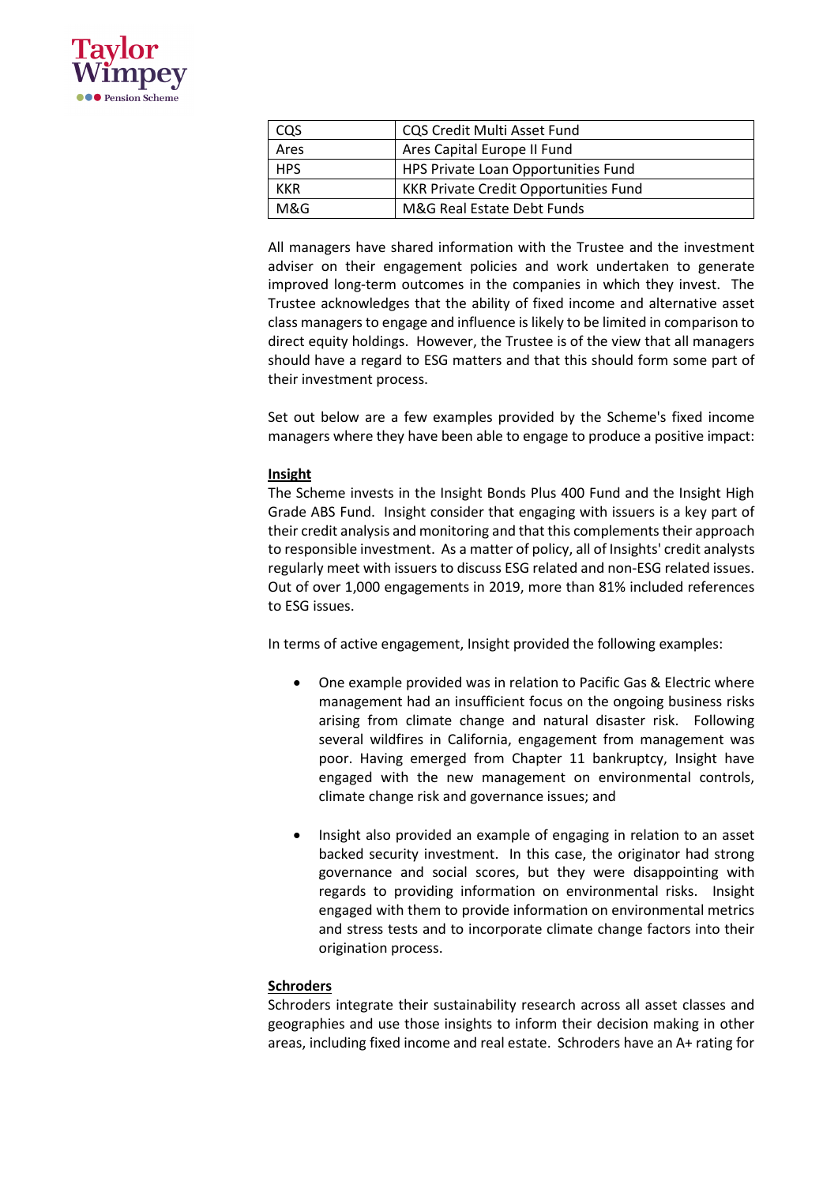| CQS | CQS Credit Multi Asset Fund |
|---|---|
| Ares | Ares Capital Europe II Fund |
| HPS | HPS Private Loan Opportunities Fund |
| KKR | KKR Private Credit Opportunities Fund |
| M&G | M&G Real Estate Debt Funds |

All managers have shared information with the Trustee and the investment adviser on their engagement policies and work undertaken to generate improved long-term outcomes in the companies in which they invest. The Trustee acknowledges that the ability of fixed income and alternative asset class managers to engage and influence is likely to be limited in comparison to direct equity holdings. However, the Trustee is of the view that all managers should have a regard to ESG matters and that this should form some part of their investment process.

Set out below are a few examples provided by the Scheme's fixed income managers where they have been able to engage to produce a positive impact:

**Insight**

The Scheme invests in the Insight Bonds Plus 400 Fund and the Insight High Grade ABS Fund. Insight consider that engaging with issuers is a key part of their credit analysis and monitoring and that this complements their approach to responsible investment. As a matter of policy, all of Insights' credit analysts regularly meet with issuers to discuss ESG related and non-ESG related issues. Out of over 1,000 engagements in 2019, more than 81% included references to ESG issues.

In terms of active engagement, Insight provided the following examples:

- One example provided was in relation to Pacific Gas & Electric where management had an insufficient focus on the ongoing business risks arising from climate change and natural disaster risk. Following several wildfires in California, engagement from management was poor. Having emerged from Chapter 11 bankruptcy, Insight have engaged with the new management on environmental controls, climate change risk and governance issues; and

- Insight also provided an example of engaging in relation to an asset backed security investment. In this case, the originator had strong governance and social scores, but they were disappointing with regards to providing information on environmental risks. Insight engaged with them to provide information on environmental metrics and stress tests and to incorporate climate change factors into their origination process.

**Schroders**

Schroders integrate their sustainability research across all asset classes and geographies and use those insights to inform their decision making in other areas, including fixed income and real estate. Schroders have an A+ rating for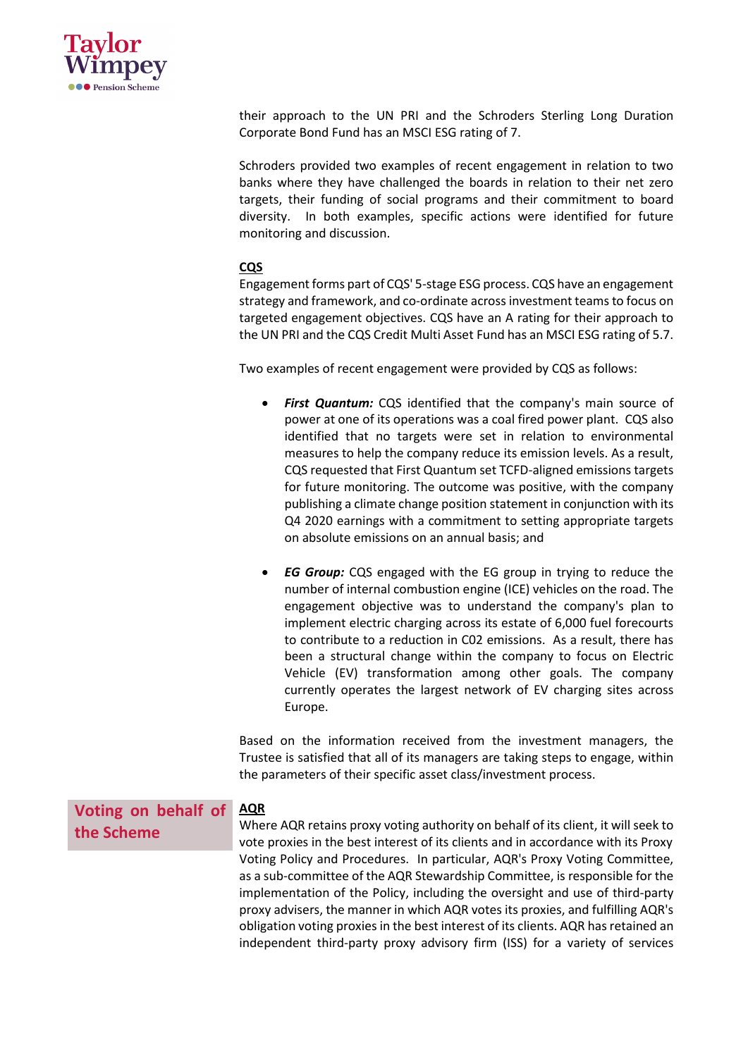their approach to the UN PRI and the Schroders Sterling Long Duration Corporate Bond Fund has an MSCI ESG rating of 7.

Schroders provided two examples of recent engagement in relation to two banks where they have challenged the boards in relation to their net zero targets, their funding of social programs and their commitment to board diversity. In both examples, specific actions were identified for future monitoring and discussion.

**CQS**

Engagement forms part of CQS' 5-stage ESG process. CQS have an engagement strategy and framework, and co-ordinate across investment teams to focus on targeted engagement objectives. CQS have an A rating for their approach to the UN PRI and the CQS Credit Multi Asset Fund has an MSCI ESG rating of 5.7.

Two examples of recent engagement were provided by CQS as follows:

- ***First Quantum:*** CQS identified that the company's main source of power at one of its operations was a coal fired power plant. CQS also identified that no targets were set in relation to environmental measures to help the company reduce its emission levels. As a result, CQS requested that First Quantum set TCFD-aligned emissions targets for future monitoring. The outcome was positive, with the company publishing a climate change position statement in conjunction with its Q4 2020 earnings with a commitment to setting appropriate targets on absolute emissions on an annual basis; and

- ***EG Group:*** CQS engaged with the EG group in trying to reduce the number of internal combustion engine (ICE) vehicles on the road. The engagement objective was to understand the company's plan to implement electric charging across its estate of 6,000 fuel forecourts to contribute to a reduction in C02 emissions. As a result, there has been a structural change within the company to focus on Electric Vehicle (EV) transformation among other goals. The company currently operates the largest network of EV charging sites across Europe.

Based on the information received from the investment managers, the Trustee is satisfied that all of its managers are taking steps to engage, within the parameters of their specific asset class/investment process.

## Voting on behalf of the Scheme

**AQR**

Where AQR retains proxy voting authority on behalf of its client, it will seek to vote proxies in the best interest of its clients and in accordance with its Proxy Voting Policy and Procedures. In particular, AQR's Proxy Voting Committee, as a sub-committee of the AQR Stewardship Committee, is responsible for the implementation of the Policy, including the oversight and use of third-party proxy advisers, the manner in which AQR votes its proxies, and fulfilling AQR's obligation voting proxies in the best interest of its clients. AQR has retained an independent third-party proxy advisory firm (ISS) for a variety of services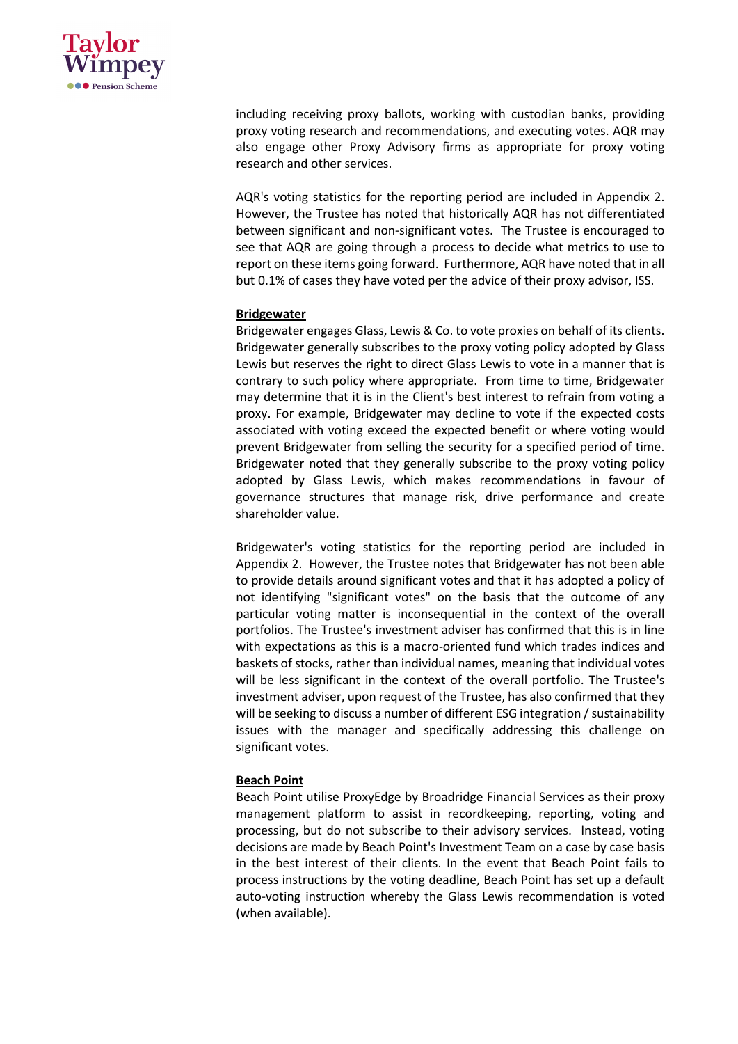including receiving proxy ballots, working with custodian banks, providing proxy voting research and recommendations, and executing votes. AQR may also engage other Proxy Advisory firms as appropriate for proxy voting research and other services.

AQR's voting statistics for the reporting period are included in Appendix 2. However, the Trustee has noted that historically AQR has not differentiated between significant and non-significant votes. The Trustee is encouraged to see that AQR are going through a process to decide what metrics to use to report on these items going forward. Furthermore, AQR have noted that in all but 0.1% of cases they have voted per the advice of their proxy advisor, ISS.

**Bridgewater**

Bridgewater engages Glass, Lewis & Co. to vote proxies on behalf of its clients. Bridgewater generally subscribes to the proxy voting policy adopted by Glass Lewis but reserves the right to direct Glass Lewis to vote in a manner that is contrary to such policy where appropriate. From time to time, Bridgewater may determine that it is in the Client's best interest to refrain from voting a proxy. For example, Bridgewater may decline to vote if the expected costs associated with voting exceed the expected benefit or where voting would prevent Bridgewater from selling the security for a specified period of time. Bridgewater noted that they generally subscribe to the proxy voting policy adopted by Glass Lewis, which makes recommendations in favour of governance structures that manage risk, drive performance and create shareholder value.

Bridgewater's voting statistics for the reporting period are included in Appendix 2. However, the Trustee notes that Bridgewater has not been able to provide details around significant votes and that it has adopted a policy of not identifying "significant votes" on the basis that the outcome of any particular voting matter is inconsequential in the context of the overall portfolios. The Trustee's investment adviser has confirmed that this is in line with expectations as this is a macro-oriented fund which trades indices and baskets of stocks, rather than individual names, meaning that individual votes will be less significant in the context of the overall portfolio. The Trustee's investment adviser, upon request of the Trustee, has also confirmed that they will be seeking to discuss a number of different ESG integration / sustainability issues with the manager and specifically addressing this challenge on significant votes.

**Beach Point**

Beach Point utilise ProxyEdge by Broadridge Financial Services as their proxy management platform to assist in recordkeeping, reporting, voting and processing, but do not subscribe to their advisory services. Instead, voting decisions are made by Beach Point's Investment Team on a case by case basis in the best interest of their clients. In the event that Beach Point fails to process instructions by the voting deadline, Beach Point has set up a default auto-voting instruction whereby the Glass Lewis recommendation is voted (when available).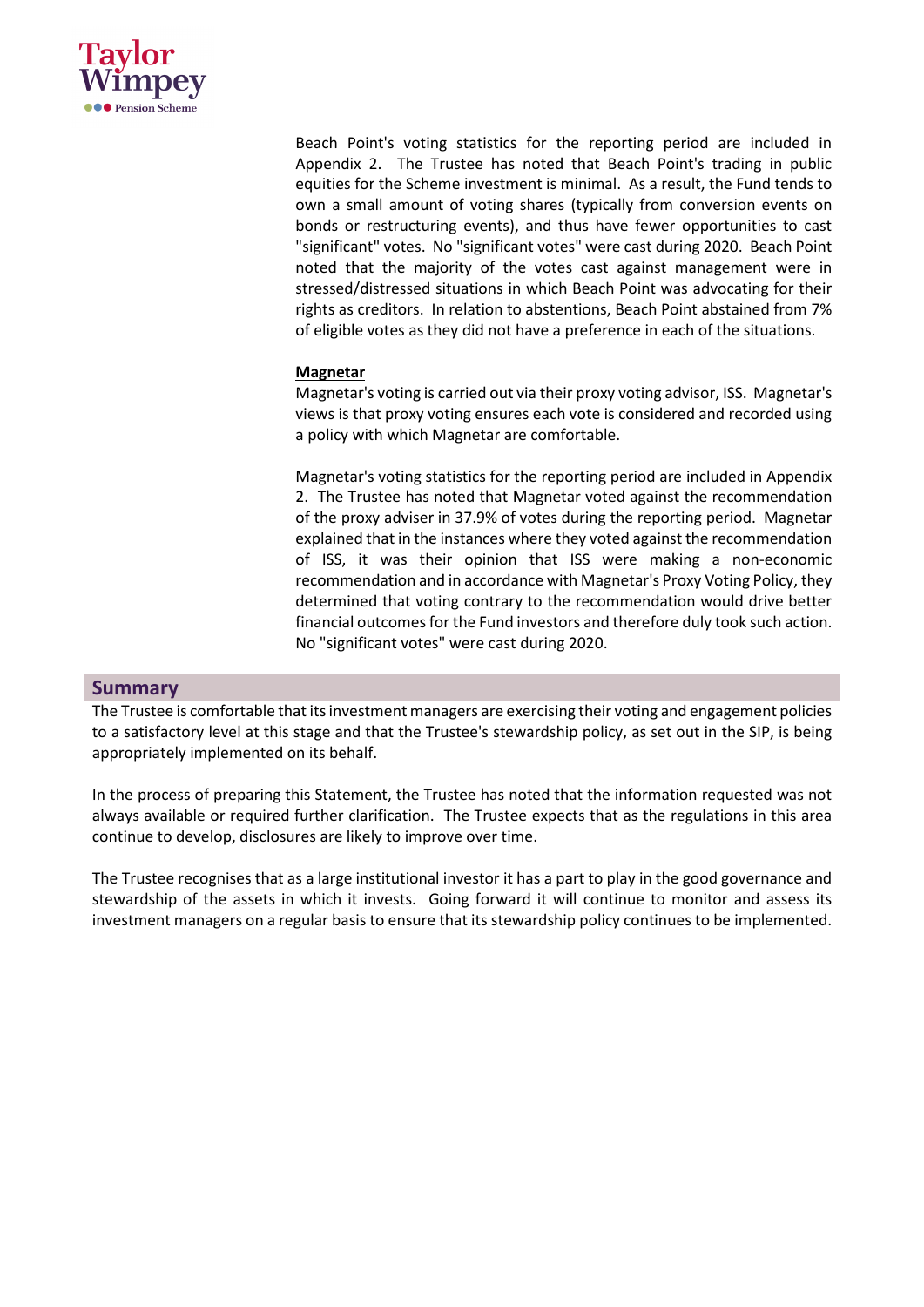Beach Point's voting statistics for the reporting period are included in Appendix 2. The Trustee has noted that Beach Point's trading in public equities for the Scheme investment is minimal. As a result, the Fund tends to own a small amount of voting shares (typically from conversion events on bonds or restructuring events), and thus have fewer opportunities to cast "significant" votes. No "significant votes" were cast during 2020. Beach Point noted that the majority of the votes cast against management were in stressed/distressed situations in which Beach Point was advocating for their rights as creditors. In relation to abstentions, Beach Point abstained from 7% of eligible votes as they did not have a preference in each of the situations.

**Magnetar**

Magnetar's voting is carried out via their proxy voting advisor, ISS. Magnetar's views is that proxy voting ensures each vote is considered and recorded using a policy with which Magnetar are comfortable.

Magnetar's voting statistics for the reporting period are included in Appendix 2. The Trustee has noted that Magnetar voted against the recommendation of the proxy adviser in 37.9% of votes during the reporting period. Magnetar explained that in the instances where they voted against the recommendation of ISS, it was their opinion that ISS were making a non-economic recommendation and in accordance with Magnetar's Proxy Voting Policy, they determined that voting contrary to the recommendation would drive better financial outcomes for the Fund investors and therefore duly took such action. No "significant votes" were cast during 2020.

## Summary

The Trustee is comfortable that its investment managers are exercising their voting and engagement policies to a satisfactory level at this stage and that the Trustee's stewardship policy, as set out in the SIP, is being appropriately implemented on its behalf.

In the process of preparing this Statement, the Trustee has noted that the information requested was not always available or required further clarification. The Trustee expects that as the regulations in this area continue to develop, disclosures are likely to improve over time.

The Trustee recognises that as a large institutional investor it has a part to play in the good governance and stewardship of the assets in which it invests. Going forward it will continue to monitor and assess its investment managers on a regular basis to ensure that its stewardship policy continues to be implemented.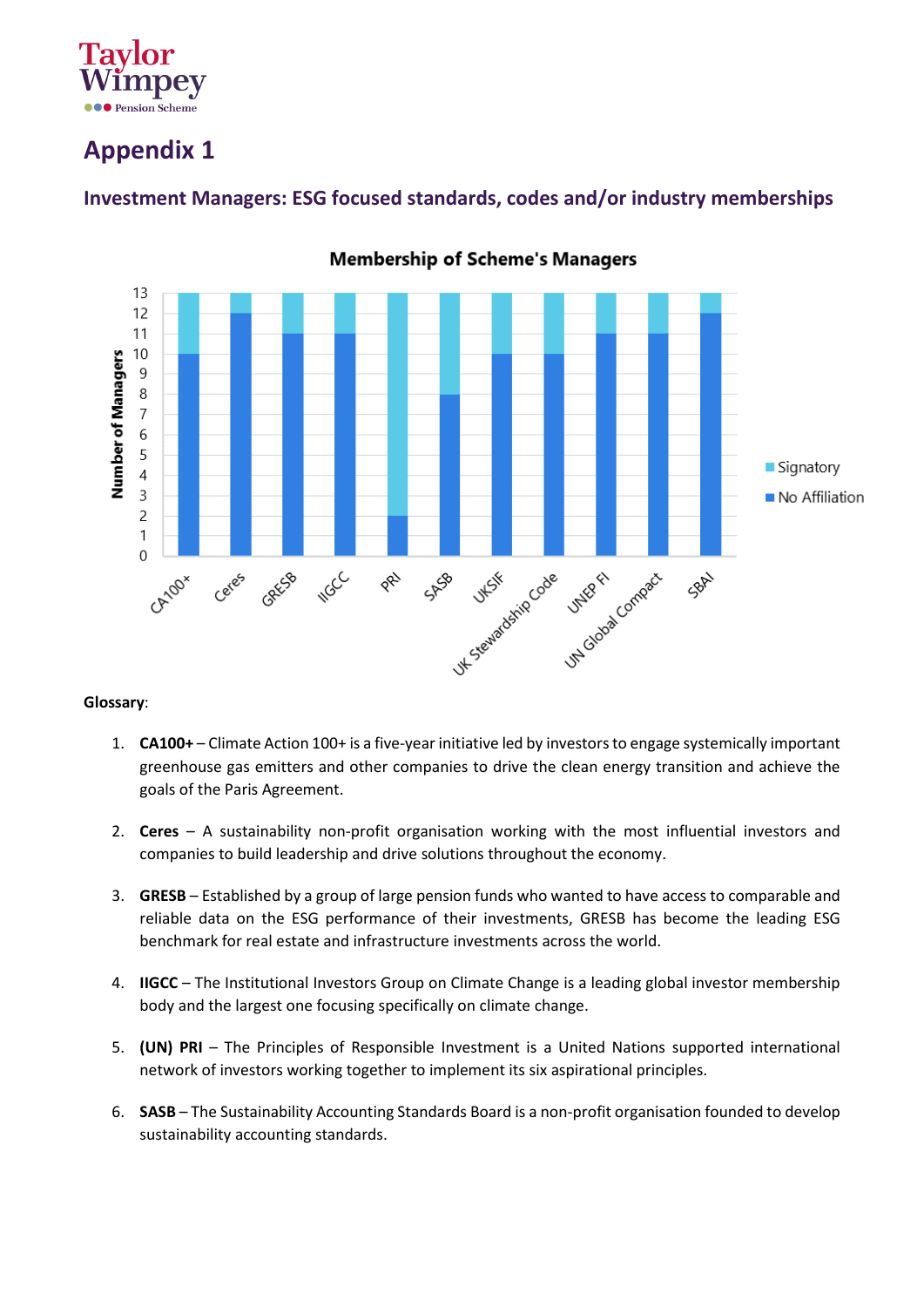# Appendix 1

## Investment Managers: ESG focused standards, codes and/or industry memberships

**Membership of Scheme's Managers**

| Standard / Code / Membership | No Affiliation | Signatory |
|---|---|---|
| CA100+ | 10 | 3 |
| Ceres | 12 | 1 |
| GRESB | 11 | 2 |
| IIGCC | 11 | 2 |
| PRI | 2 | 11 |
| SASB | 8 | 5 |
| UKSIF | 10 | 3 |
| UK Stewardship Code | 10 | 3 |
| UNEP FI | 11 | 2 |
| UN Global Compact | 11 | 2 |
| SBAI | 12 | 1 |

**Glossary**:

1. **CA100+** – Climate Action 100+ is a five-year initiative led by investors to engage systemically important greenhouse gas emitters and other companies to drive the clean energy transition and achieve the goals of the Paris Agreement.

2. **Ceres** – A sustainability non-profit organisation working with the most influential investors and companies to build leadership and drive solutions throughout the economy.

3. **GRESB** – Established by a group of large pension funds who wanted to have access to comparable and reliable data on the ESG performance of their investments, GRESB has become the leading ESG benchmark for real estate and infrastructure investments across the world.

4. **IIGCC** – The Institutional Investors Group on Climate Change is a leading global investor membership body and the largest one focusing specifically on climate change.

5. **(UN) PRI** – The Principles of Responsible Investment is a United Nations supported international network of investors working together to implement its six aspirational principles.

6. **SASB** – The Sustainability Accounting Standards Board is a non-profit organisation founded to develop sustainability accounting standards.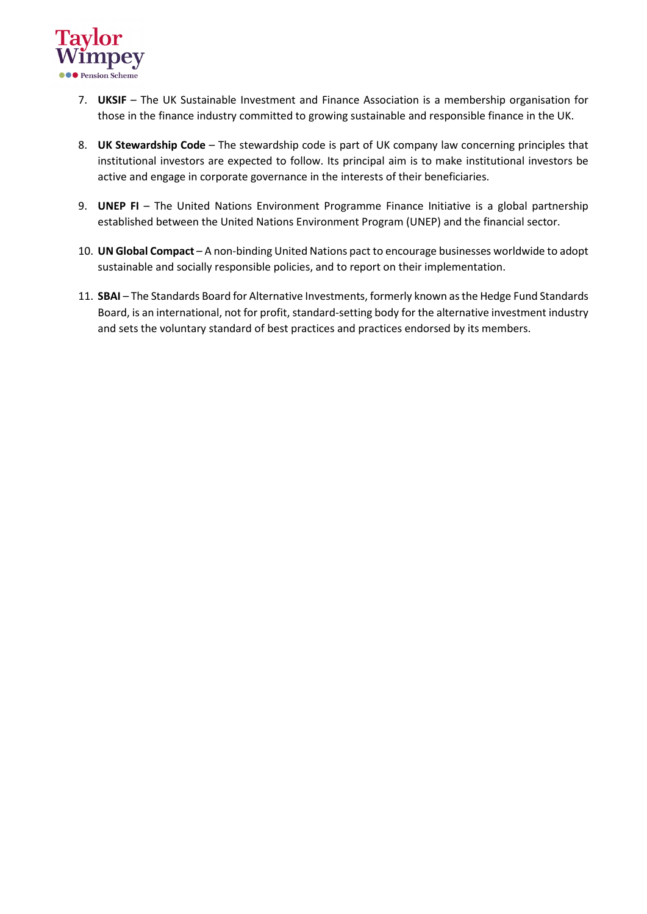7. **UKSIF** – The UK Sustainable Investment and Finance Association is a membership organisation for those in the finance industry committed to growing sustainable and responsible finance in the UK.

8. **UK Stewardship Code** – The stewardship code is part of UK company law concerning principles that institutional investors are expected to follow. Its principal aim is to make institutional investors be active and engage in corporate governance in the interests of their beneficiaries.

9. **UNEP FI** – The United Nations Environment Programme Finance Initiative is a global partnership established between the United Nations Environment Program (UNEP) and the financial sector.

10. **UN Global Compact** – A non-binding United Nations pact to encourage businesses worldwide to adopt sustainable and socially responsible policies, and to report on their implementation.

11. **SBAI** – The Standards Board for Alternative Investments, formerly known as the Hedge Fund Standards Board, is an international, not for profit, standard-setting body for the alternative investment industry and sets the voluntary standard of best practices and practices endorsed by its members.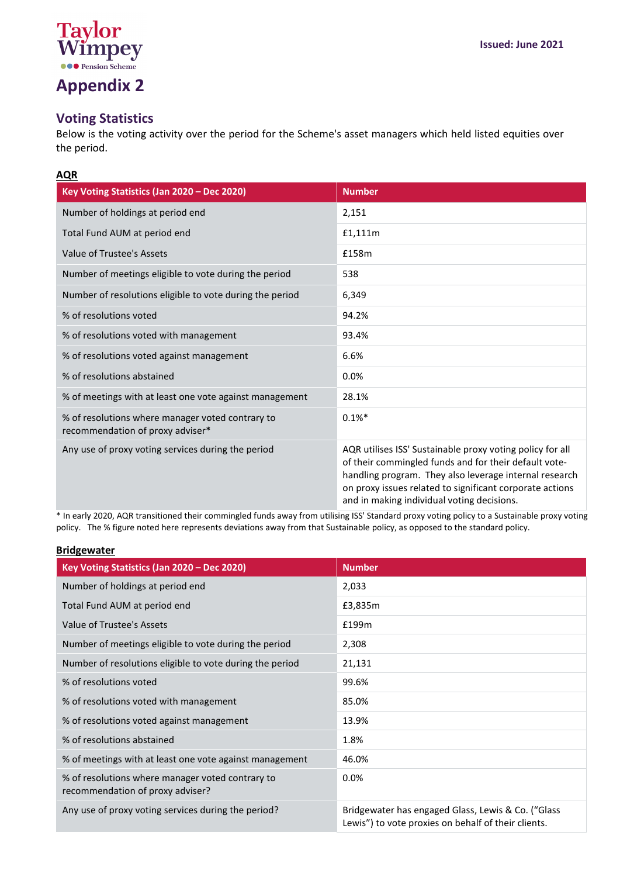Issued: June 2021

# Appendix 2

## Voting Statistics

Below is the voting activity over the period for the Scheme's asset managers which held listed equities over the period.

**AQR**

| Key Voting Statistics (Jan 2020 – Dec 2020) | Number |
|---|---|
| Number of holdings at period end | 2,151 |
| Total Fund AUM at period end | £1,111m |
| Value of Trustee's Assets | £158m |
| Number of meetings eligible to vote during the period | 538 |
| Number of resolutions eligible to vote during the period | 6,349 |
| % of resolutions voted | 94.2% |
| % of resolutions voted with management | 93.4% |
| % of resolutions voted against management | 6.6% |
| % of resolutions abstained | 0.0% |
| % of meetings with at least one vote against management | 28.1% |
| % of resolutions where manager voted contrary to recommendation of proxy adviser* | 0.1%* |
| Any use of proxy voting services during the period | AQR utilises ISS' Sustainable proxy voting policy for all of their commingled funds and for their default vote-handling program. They also leverage internal research on proxy issues related to significant corporate actions and in making individual voting decisions. |

* In early 2020, AQR transitioned their commingled funds away from utilising ISS' Standard proxy voting policy to a Sustainable proxy voting policy. The % figure noted here represents deviations away from that Sustainable policy, as opposed to the standard policy.

**Bridgewater**

| Key Voting Statistics (Jan 2020 – Dec 2020) | Number |
|---|---|
| Number of holdings at period end | 2,033 |
| Total Fund AUM at period end | £3,835m |
| Value of Trustee's Assets | £199m |
| Number of meetings eligible to vote during the period | 2,308 |
| Number of resolutions eligible to vote during the period | 21,131 |
| % of resolutions voted | 99.6% |
| % of resolutions voted with management | 85.0% |
| % of resolutions voted against management | 13.9% |
| % of resolutions abstained | 1.8% |
| % of meetings with at least one vote against management | 46.0% |
| % of resolutions where manager voted contrary to recommendation of proxy adviser? | 0.0% |
| Any use of proxy voting services during the period? | Bridgewater has engaged Glass, Lewis & Co. ("Glass Lewis") to vote proxies on behalf of their clients. |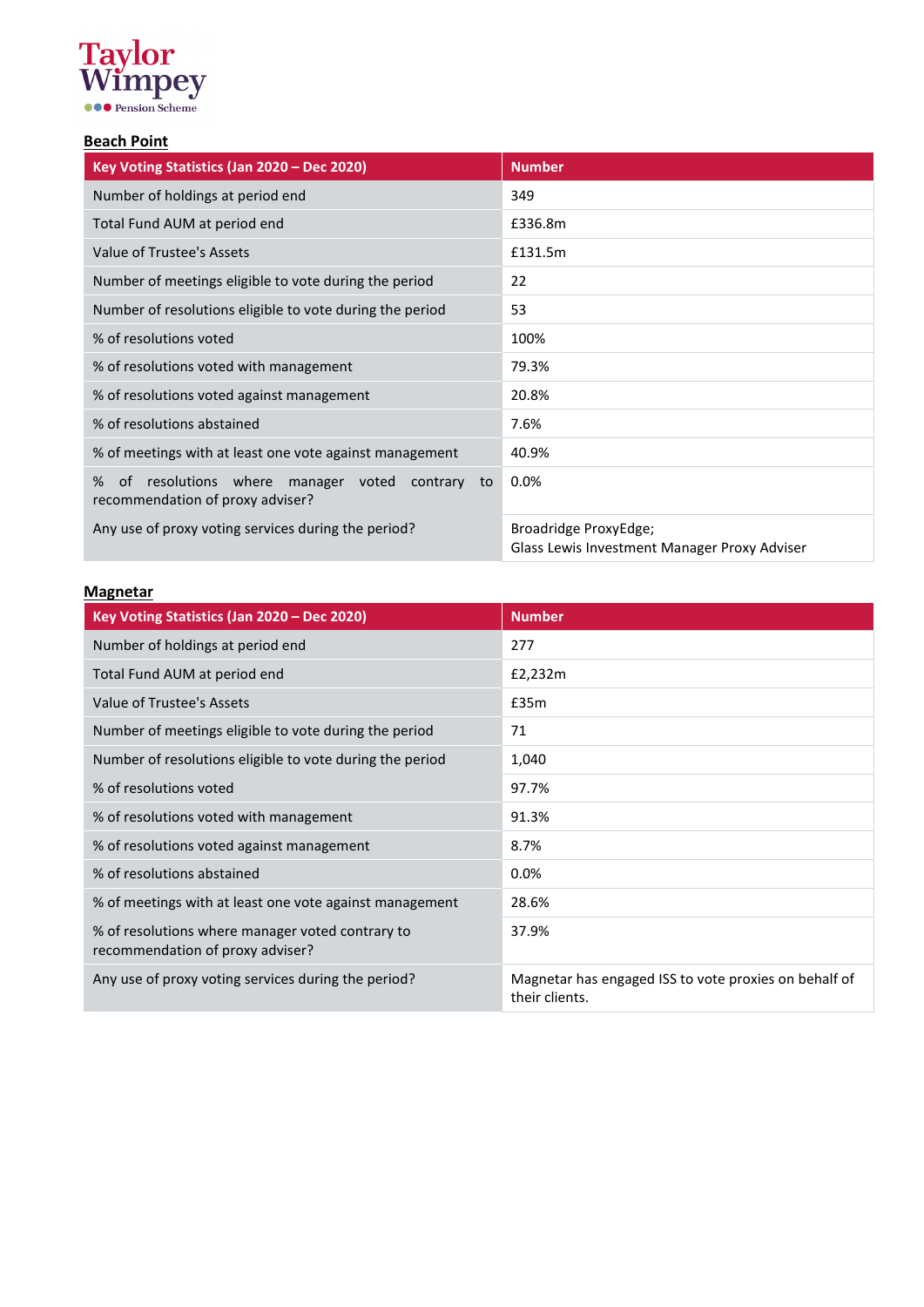**Beach Point**

| Key Voting Statistics (Jan 2020 – Dec 2020) | Number |
|---|---|
| Number of holdings at period end | 349 |
| Total Fund AUM at period end | £336.8m |
| Value of Trustee's Assets | £131.5m |
| Number of meetings eligible to vote during the period | 22 |
| Number of resolutions eligible to vote during the period | 53 |
| % of resolutions voted | 100% |
| % of resolutions voted with management | 79.3% |
| % of resolutions voted against management | 20.8% |
| % of resolutions abstained | 7.6% |
| % of meetings with at least one vote against management | 40.9% |
| % of resolutions where manager voted contrary to recommendation of proxy adviser? | 0.0% |
| Any use of proxy voting services during the period? | Broadridge ProxyEdge; Glass Lewis Investment Manager Proxy Adviser |

**Magnetar**

| Key Voting Statistics (Jan 2020 – Dec 2020) | Number |
|---|---|
| Number of holdings at period end | 277 |
| Total Fund AUM at period end | £2,232m |
| Value of Trustee's Assets | £35m |
| Number of meetings eligible to vote during the period | 71 |
| Number of resolutions eligible to vote during the period | 1,040 |
| % of resolutions voted | 97.7% |
| % of resolutions voted with management | 91.3% |
| % of resolutions voted against management | 8.7% |
| % of resolutions abstained | 0.0% |
| % of meetings with at least one vote against management | 28.6% |
| % of resolutions where manager voted contrary to recommendation of proxy adviser? | 37.9% |
| Any use of proxy voting services during the period? | Magnetar has engaged ISS to vote proxies on behalf of their clients. |